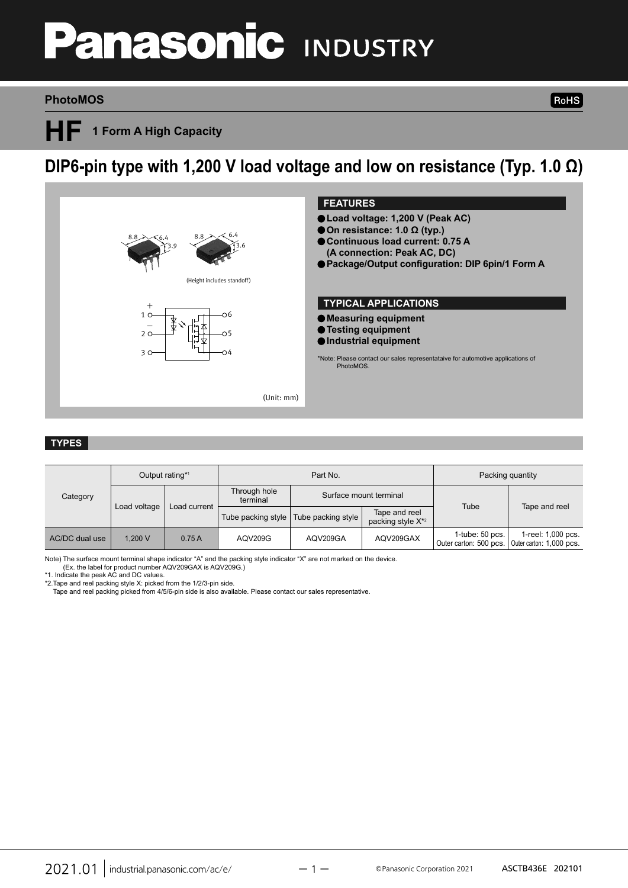# Panasonic INDUSTRY

PhotoMOS

RoHS

# HF 1 Form A High Capacity

## DIP6-pin type with 1,200 V load voltage and low on resistance (Typ. 1.0 Ω)

8.8 6.4 3.9 8.8 6.4 3.6

(Height includes standoff)

(Unit: mm)

### FEATURES

- Load voltage: 1,200 V (Peak AC)
- On resistance: 1.0 Ω (typ.)
- Continuous load current: 0.75 A (A connection: Peak AC, DC)
- Package/Output configuration: DIP 6pin/1 Form A

### TYPICAL APPLICATIONS

- Measuring equipment
- Testing equipment
- Industrial equipment

*Note: Please contact our sales representataive for automotive applications of PhotoMOS.

### TYPES

| Category | Output rating*1 | | Part No. | | | Packing quantity | |
|---|---|---|---|---|---|---|---|
| | Load voltage | Load current | Through hole terminal | Surface mount terminal | | Tube | Tape and reel |
| | | | Tube packing style | Tube packing style | Tape and reel packing style X*2 | | |
| AC/DC dual use | 1,200 V | 0.75 A | AQV209G | AQV209GA | AQV209GAX | 1-tube: 50 pcs. Outer carton: 500 pcs. | 1-reel: 1,000 pcs. Outer carton: 1,000 pcs. |

Note) The surface mount terminal shape indicator "A" and the packing style indicator "X" are not marked on the device.
(Ex. the label for product number AQV209GAX is AQV209G.)

*1. Indicate the peak AC and DC values.

*2.Tape and reel packing style X: picked from the 1/2/3-pin side.
Tape and reel packing picked from 4/5/6-pin side is also available. Please contact our sales representative.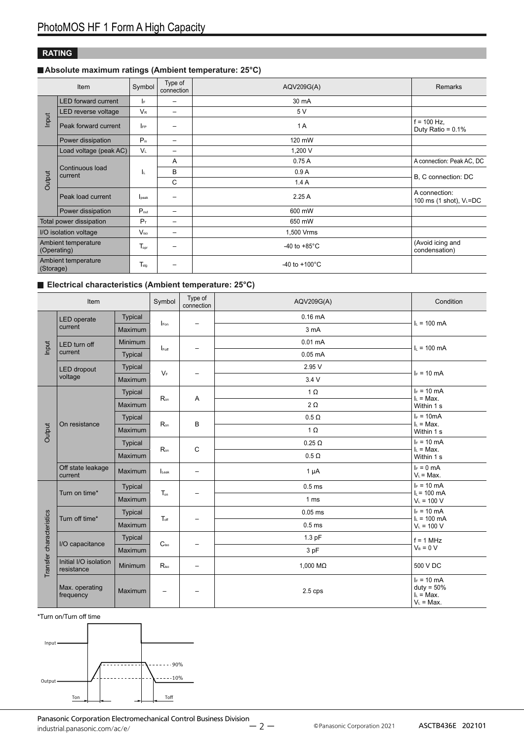## RATING

### Absolute maximum ratings (Ambient temperature: 25°C)

| Item | | Symbol | Type of connection | AQV209G(A) | Remarks |
|---|---|---|---|---|---|
| Input | LED forward current | $I_F$ | – | 30 mA | |
| | LED reverse voltage | $V_R$ | – | 5 V | |
| | Peak forward current | $I_{FP}$ | – | 1 A | f = 100 Hz, Duty Ratio = 0.1% |
| | Power dissipation | $P_{in}$ | – | 120 mW | |
| Output | Load voltage (peak AC) | $V_L$ | – | 1,200 V | |
| | Continuous load current | $I_L$ | A | 0.75 A | A connection: Peak AC, DC |
| | | | B | 0.9 A | B, C connection: DC |
| | | | C | 1.4 A | |
| | Peak load current | $I_{peak}$ | – | 2.25 A | A connection: 100 ms (1 shot), $V_L$=DC |
| | Power dissipation | $P_{out}$ | – | 600 mW | |
| Total power dissipation | | $P_T$ | – | 650 mW | |
| I/O isolation voltage | | $V_{iso}$ | – | 1,500 Vrms | |
| Ambient temperature (Operating) | | $T_{opr}$ | – | -40 to +85°C | (Avoid icing and condensation) |
| Ambient temperature (Storage) | | $T_{stg}$ | – | -40 to +100°C | |

### Electrical characteristics (Ambient temperature: 25°C)

| Item | | | Symbol | Type of connection | AQV209G(A) | Condition |
|---|---|---|---|---|---|---|
| Input | LED operate current | Typical | $I_{Fon}$ | – | 0.16 mA | $I_L$ = 100 mA |
| | | Maximum | | | 3 mA | |
| | LED turn off current | Minimum | $I_{Foff}$ | – | 0.01 mA | $I_L$ = 100 mA |
| | | Typical | | | 0.05 mA | |
| | LED dropout voltage | Typical | $V_F$ | – | 2.95 V | $I_F$ = 10 mA |
| | | Maximum | | | 3.4 V | |
| Output | On resistance | Typical | $R_{on}$ | A | 1 Ω | $I_F$ = 10 mA, $I_L$ = Max., Within 1 s |
| | | Maximum | | | 2 Ω | |
| | | Typical | $R_{on}$ | B | 0.5 Ω | $I_F$ = 10mA, $I_L$ = Max., Within 1 s |
| | | Maximum | | | 1 Ω | |
| | | Typical | $R_{on}$ | C | 0.25 Ω | $I_F$ = 10 mA, $I_L$ = Max., Within 1 s |
| | | Maximum | | | 0.5 Ω | |
| | Off state leakage current | Maximum | $I_{Leak}$ | – | 1 μA | $I_F$ = 0 mA, $V_L$ = Max. |
| Transfer characteristics | Turn on time* | Typical | $T_{on}$ | – | 0.5 ms | $I_F$ = 10 mA, $I_L$ = 100 mA, $V_L$ = 100 V |
| | | Maximum | | | 1 ms | |
| | Turn off time* | Typical | $T_{off}$ | – | 0.05 ms | $I_F$ = 10 mA, $I_L$ = 100 mA, $V_L$ = 100 V |
| | | Maximum | | | 0.5 ms | |
| | I/O capacitance | Typical | $C_{iso}$ | – | 1.3 pF | f = 1 MHz, $V_B$ = 0 V |
| | | Maximum | | | 3 pF | |
| | Initial I/O isolation resistance | Minimum | $R_{iso}$ | – | 1,000 MΩ | 500 V DC |
| | Max. operating frequency | Maximum | – | – | 2.5 cps | $I_F$ = 10 mA, duty = 50%, $I_L$ = Max., $V_L$ = Max. |

*Turn on/Turn off time

Input

Output

90%

10%

Ton

Toff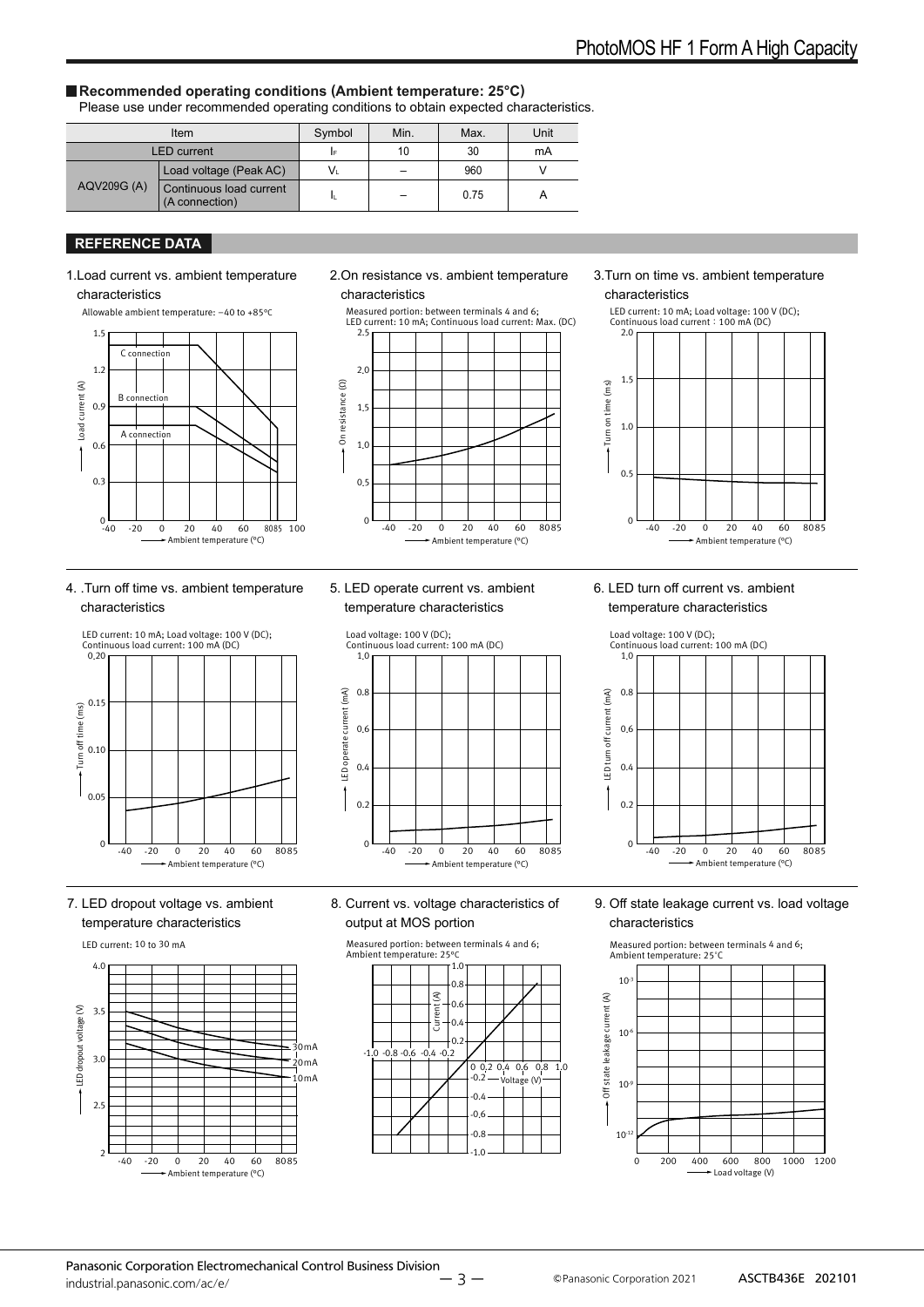## Recommended operating conditions (Ambient temperature: 25°C)

Please use under recommended operating conditions to obtain expected characteristics.

| Item | | Symbol | Min. | Max. | Unit |
|---|---|---|---|---|---|
| LED current | | $I_F$ | 10 | 30 | mA |
| AQV209G (A) | Load voltage (Peak AC) | $V_L$ | – | 960 | V |
| | Continuous load current (A connection) | $I_L$ | – | 0.75 | A |

## REFERENCE DATA

1.Load current vs. ambient temperature characteristics

Allowable ambient temperature: −40 to +85°C

2.On resistance vs. ambient temperature characteristics

Measured portion: between terminals 4 and 6; LED current: 10 mA; Continuous load current: Max. (DC)

3.Turn on time vs. ambient temperature characteristics

LED current: 10 mA; Load voltage: 100 V (DC); Continuous load current：100 mA (DC)

4. .Turn off time vs. ambient temperature characteristics

LED current: 10 mA; Load voltage: 100 V (DC); Continuous load current: 100 mA (DC)

5. LED operate current vs. ambient temperature characteristics

Load voltage: 100 V (DC); Continuous load current: 100 mA (DC)

6. LED turn off current vs. ambient temperature characteristics

Load voltage: 100 V (DC); Continuous load current: 100 mA (DC)

7. LED dropout voltage vs. ambient temperature characteristics

LED current: 10 to 30 mA

8. Current vs. voltage characteristics of output at MOS portion

Measured portion: between terminals 4 and 6; Ambient temperature: 25°C

9. Off state leakage current vs. load voltage characteristics

Measured portion: between terminals 4 and 6; Ambient temperature: 25°C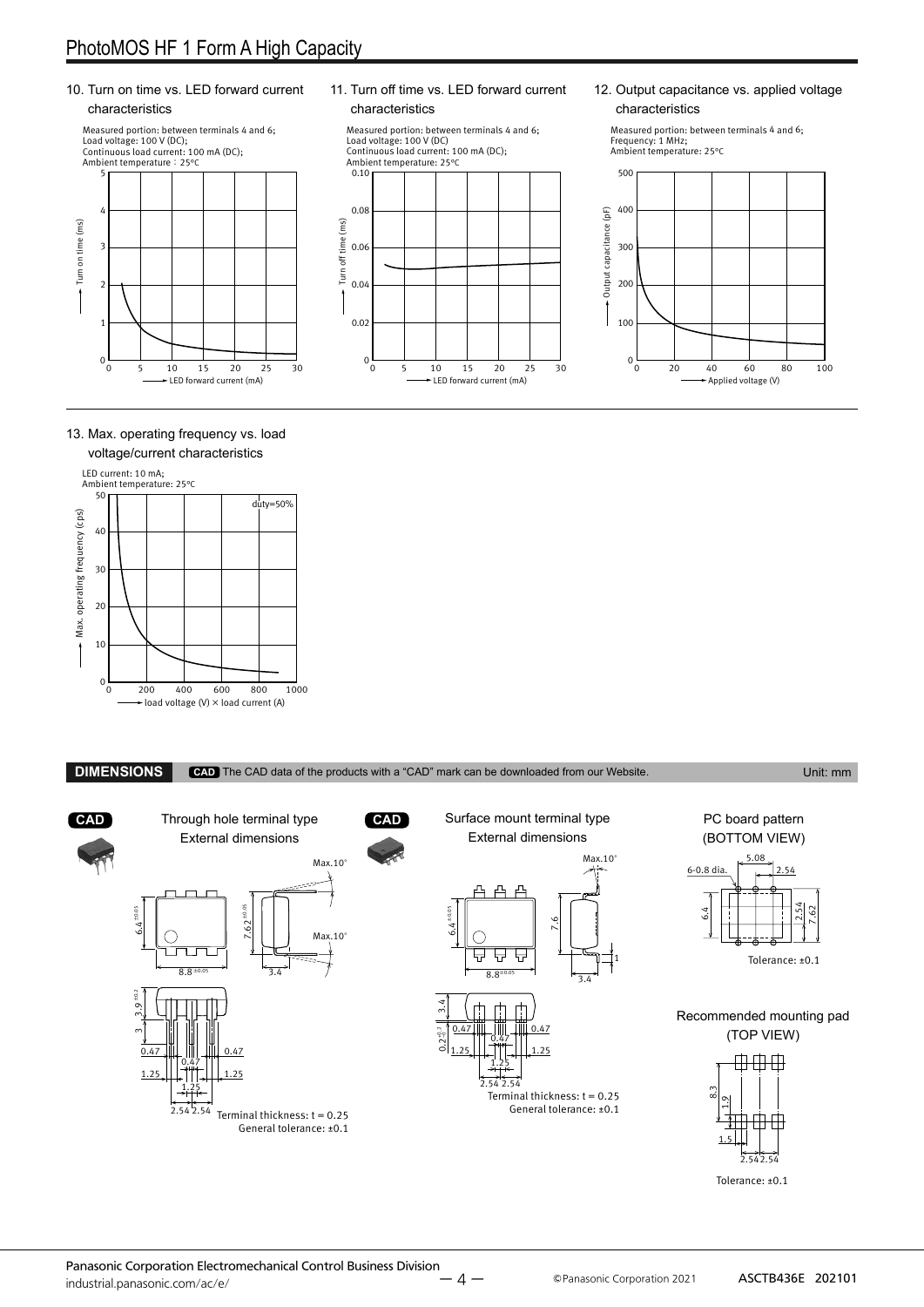10. Turn on time vs. LED forward current characteristics

Measured portion: between terminals 4 and 6;
Load voltage: 100 V (DC);
Continuous load current: 100 mA (DC);
Ambient temperature：25°C

11. Turn off time vs. LED forward current characteristics

Measured portion: between terminals 4 and 6;
Load voltage: 100 V (DC)
Continuous load current: 100 mA (DC);
Ambient temperature: 25°C

12. Output capacitance vs. applied voltage characteristics

Measured portion: between terminals 4 and 6;
Frequency: 1 MHz;
Ambient temperature: 25°C

13. Max. operating frequency vs. load voltage/current characteristics

LED current: 10 mA;
Ambient temperature: 25°C

## DIMENSIONS

CAD The CAD data of the products with a "CAD" mark can be downloaded from our Website.

Unit: mm

CAD Through hole terminal type External dimensions

Terminal thickness: t = 0.25
General tolerance: ±0.1

CAD Surface mount terminal type External dimensions

Terminal thickness: t = 0.25
General tolerance: ±0.1

PC board pattern (BOTTOM VIEW)

Tolerance: ±0.1

Recommended mounting pad (TOP VIEW)

Tolerance: ±0.1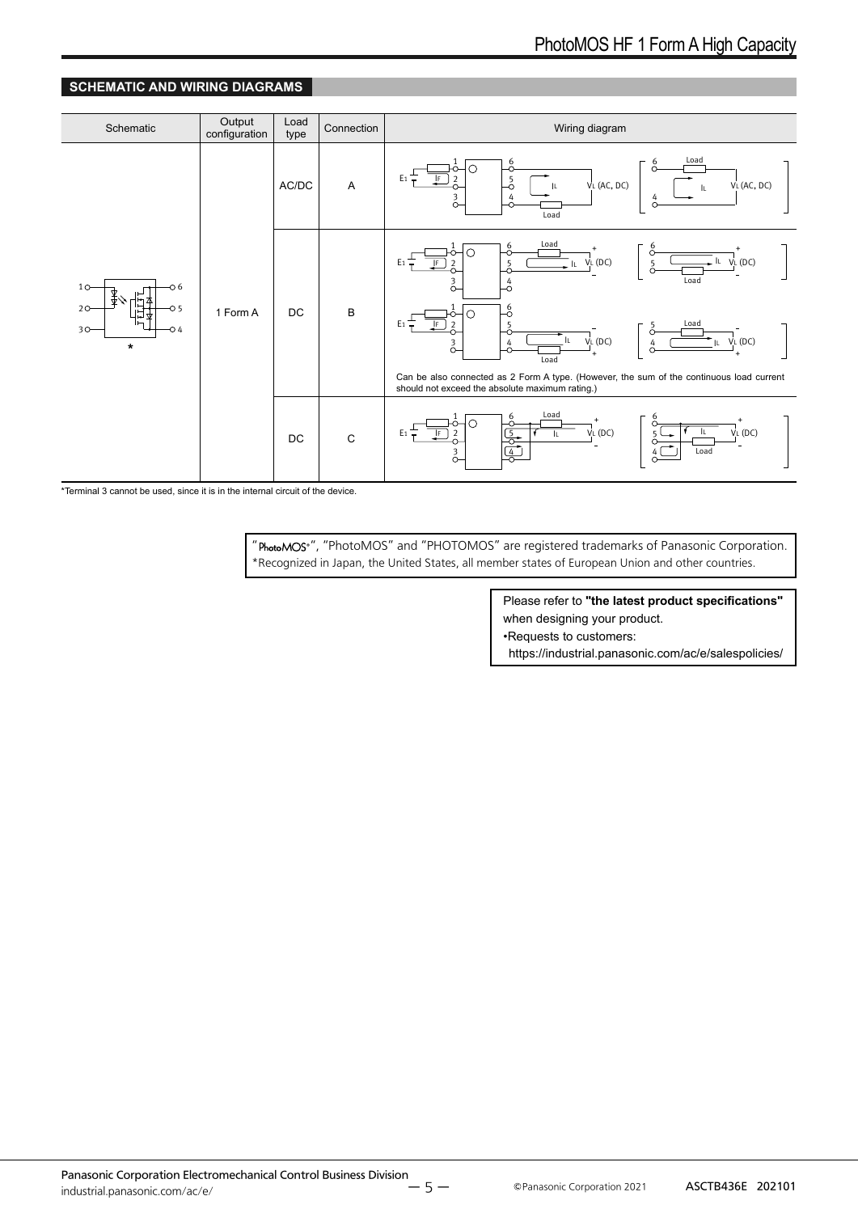## SCHEMATIC AND WIRING DIAGRAMS

| Schematic | Output configuration | Load type | Connection | Wiring diagram |
|---|---|---|---|---|
| * | 1 Form A | AC/DC | A | |
| | | DC | B | Can be also connected as 2 Form A type. (However, the sum of the continuous load current should not exceed the absolute maximum rating.) |
| | | DC | C | |

*Terminal 3 cannot be used, since it is in the internal circuit of the device.

"PhotoMOS*", "PhotoMOS" and "PHOTOMOS" are registered trademarks of Panasonic Corporation.
*Recognized in Japan, the United States, all member states of European Union and other countries.

Please refer to **"the latest product specifications"** when designing your product.
•Requests to customers:
https://industrial.panasonic.com/ac/e/salespolicies/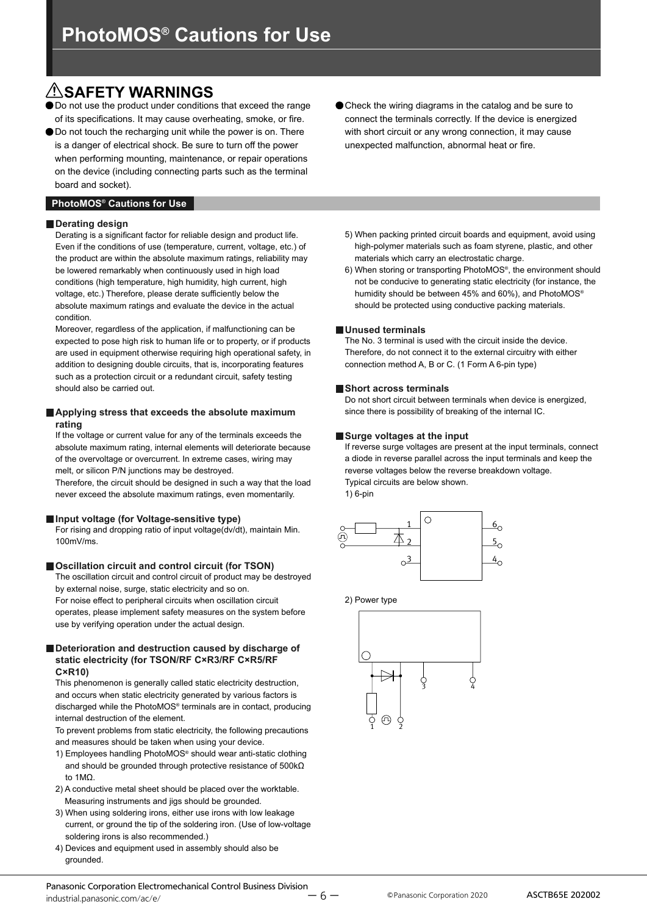# PhotoMOS® Cautions for Use

## SAFETY WARNINGS

- Do not use the product under conditions that exceed the range of its specifications. It may cause overheating, smoke, or fire.
- Do not touch the recharging unit while the power is on. There is a danger of electrical shock. Be sure to turn off the power when performing mounting, maintenance, or repair operations on the device (including connecting parts such as the terminal board and socket).
- Check the wiring diagrams in the catalog and be sure to connect the terminals correctly. If the device is energized with short circuit or any wrong connection, it may cause unexpected malfunction, abnormal heat or fire.

## PhotoMOS® Cautions for Use

### Derating design

Derating is a significant factor for reliable design and product life. Even if the conditions of use (temperature, current, voltage, etc.) of the product are within the absolute maximum ratings, reliability may be lowered remarkably when continuously used in high load conditions (high temperature, high humidity, high current, high voltage, etc.) Therefore, please derate sufficiently below the absolute maximum ratings and evaluate the device in the actual condition.

Moreover, regardless of the application, if malfunctioning can be expected to pose high risk to human life or to property, or if products are used in equipment otherwise requiring high operational safety, in addition to designing double circuits, that is, incorporating features such as a protection circuit or a redundant circuit, safety testing should also be carried out.

### Applying stress that exceeds the absolute maximum rating

If the voltage or current value for any of the terminals exceeds the absolute maximum rating, internal elements will deteriorate because of the overvoltage or overcurrent. In extreme cases, wiring may melt, or silicon P/N junctions may be destroyed.

Therefore, the circuit should be designed in such a way that the load never exceed the absolute maximum ratings, even momentarily.

### Input voltage (for Voltage-sensitive type)

For rising and dropping ratio of input voltage(dv/dt), maintain Min. 100mV/ms.

### Oscillation circuit and control circuit (for TSON)

The oscillation circuit and control circuit of product may be destroyed by external noise, surge, static electricity and so on.

For noise effect to peripheral circuits when oscillation circuit operates, please implement safety measures on the system before use by verifying operation under the actual design.

### Deterioration and destruction caused by discharge of static electricity (for TSON/RF C×R3/RF C×R5/RF C×R10)

This phenomenon is generally called static electricity destruction, and occurs when static electricity generated by various factors is discharged while the PhotoMOS® terminals are in contact, producing internal destruction of the element.

To prevent problems from static electricity, the following precautions and measures should be taken when using your device.

1) Employees handling PhotoMOS® should wear anti-static clothing and should be grounded through protective resistance of 500kΩ to 1MΩ.
2) A conductive metal sheet should be placed over the worktable. Measuring instruments and jigs should be grounded.
3) When using soldering irons, either use irons with low leakage current, or ground the tip of the soldering iron. (Use of low-voltage soldering irons is also recommended.)
4) Devices and equipment used in assembly should also be grounded.
5) When packing printed circuit boards and equipment, avoid using high-polymer materials such as foam styrene, plastic, and other materials which carry an electrostatic charge.
6) When storing or transporting PhotoMOS®, the environment should not be conducive to generating static electricity (for instance, the humidity should be between 45% and 60%), and PhotoMOS® should be protected using conductive packing materials.

### Unused terminals

The No. 3 terminal is used with the circuit inside the device. Therefore, do not connect it to the external circuitry with either connection method A, B or C. (1 Form A 6-pin type)

### Short across terminals

Do not short circuit between terminals when device is energized, since there is possibility of breaking of the internal IC.

### Surge voltages at the input

If reverse surge voltages are present at the input terminals, connect a diode in reverse parallel across the input terminals and keep the reverse voltages below the reverse breakdown voltage.

Typical circuits are below shown.

1) 6-pin

2) Power type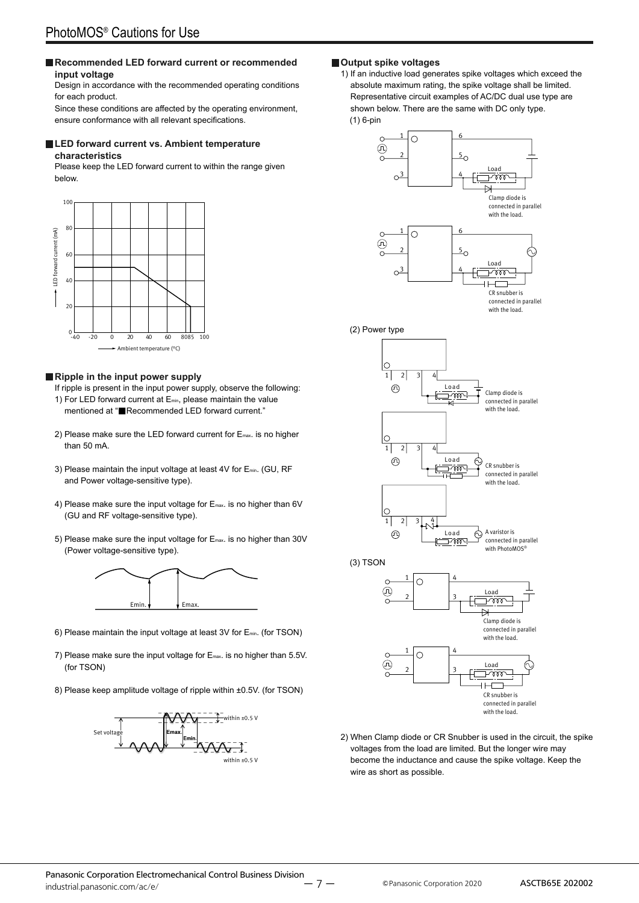## Recommended LED forward current or recommended input voltage

Design in accordance with the recommended operating conditions for each product.

Since these conditions are affected by the operating environment, ensure conformance with all relevant specifications.

## LED forward current vs. Ambient temperature characteristics

Please keep the LED forward current to within the range given below.

## Ripple in the input power supply

If ripple is present in the input power supply, observe the following:

1) For LED forward current at $E_{min}$, please maintain the value mentioned at "■Recommended LED forward current."

2) Please make sure the LED forward current for $E_{max}$. is no higher than 50 mA.

3) Please maintain the input voltage at least 4V for $E_{min}$. (GU, RF and Power voltage-sensitive type).

4) Please make sure the input voltage for $E_{max}$. is no higher than 6V (GU and RF voltage-sensitive type).

5) Please make sure the input voltage for $E_{max}$. is no higher than 30V (Power voltage-sensitive type).

6) Please maintain the input voltage at least 3V for $E_{min}$. (for TSON)

7) Please make sure the input voltage for $E_{max}$. is no higher than 5.5V. (for TSON)

8) Please keep amplitude voltage of ripple within ±0.5V. (for TSON)

## Output spike voltages

1) If an inductive load generates spike voltages which exceed the absolute maximum rating, the spike voltage shall be limited. Representative circuit examples of AC/DC dual use type are shown below. There are the same with DC only type.

(1) 6-pin

Clamp diode is connected in parallel with the load.

CR snubber is connected in parallel with the load.

(2) Power type

Clamp diode is connected in parallel with the load.

CR snubber is connected in parallel with the load.

A varistor is connected in parallel with PhotoMOS®

(3) TSON

Clamp diode is connected in parallel with the load.

CR snubber is connected in parallel with the load.

2) When Clamp diode or CR Snubber is used in the circuit, the spike voltages from the load are limited. But the longer wire may become the inductance and cause the spike voltage. Keep the wire as short as possible.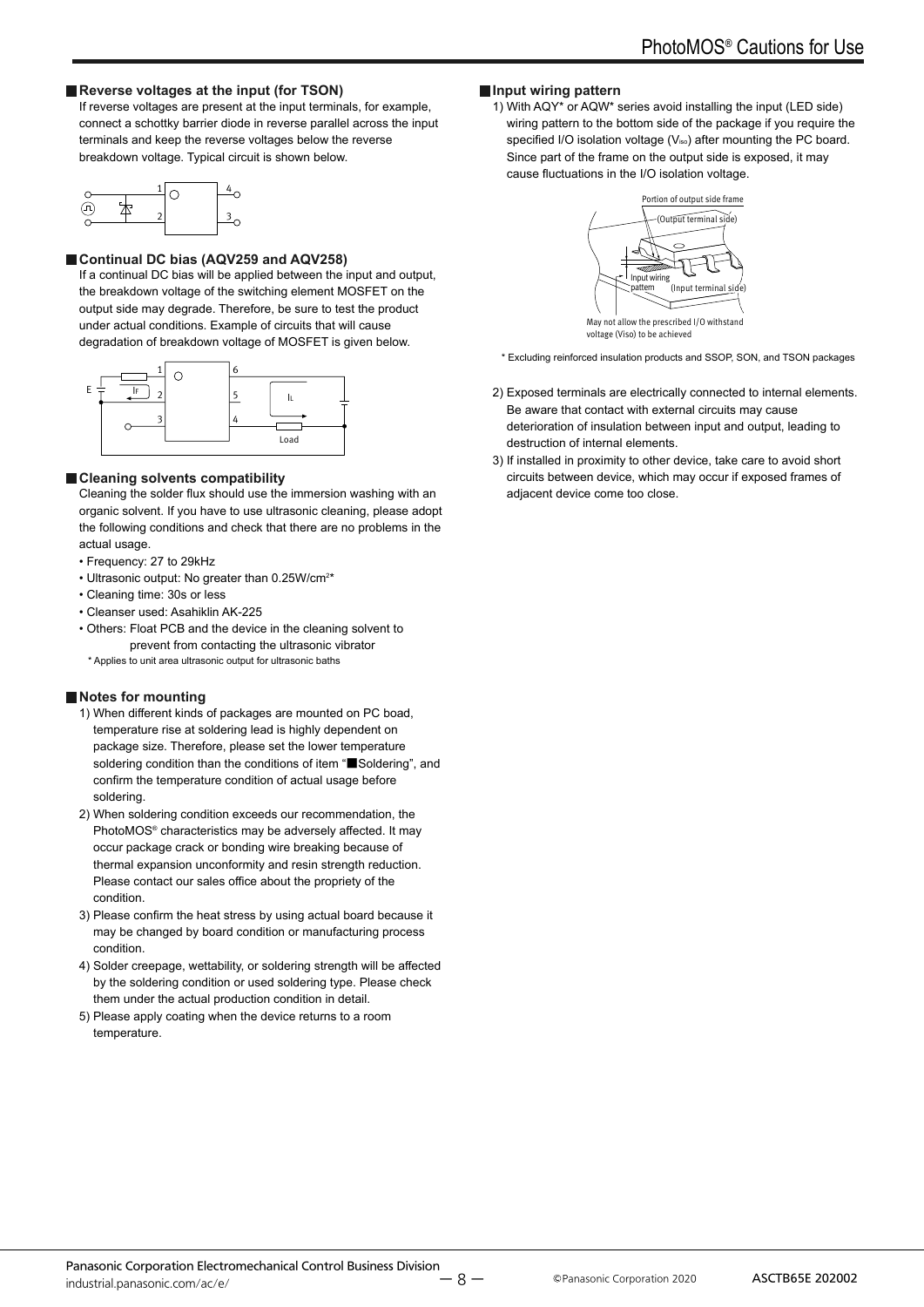## Reverse voltages at the input (for TSON)

If reverse voltages are present at the input terminals, for example, connect a schottky barrier diode in reverse parallel across the input terminals and keep the reverse voltages below the reverse breakdown voltage. Typical circuit is shown below.

## Continual DC bias (AQV259 and AQV258)

If a continual DC bias will be applied between the input and output, the breakdown voltage of the switching element MOSFET on the output side may degrade. Therefore, be sure to test the product under actual conditions. Example of circuits that will cause degradation of breakdown voltage of MOSFET is given below.

## Cleaning solvents compatibility

Cleaning the solder flux should use the immersion washing with an organic solvent. If you have to use ultrasonic cleaning, please adopt the following conditions and check that there are no problems in the actual usage.

- Frequency: 27 to 29kHz
- Ultrasonic output: No greater than 0.25W/cm²*
- Cleaning time: 30s or less
- Cleanser used: Asahiklin AK-225
- Others: Float PCB and the device in the cleaning solvent to prevent from contacting the ultrasonic vibrator

* Applies to unit area ultrasonic output for ultrasonic baths

## Notes for mounting

1) When different kinds of packages are mounted on PC boad, temperature rise at soldering lead is highly dependent on package size. Therefore, please set the lower temperature soldering condition than the conditions of item "■Soldering", and confirm the temperature condition of actual usage before soldering.
2) When soldering condition exceeds our recommendation, the PhotoMOS® characteristics may be adversely affected. It may occur package crack or bonding wire breaking because of thermal expansion unconformity and resin strength reduction. Please contact our sales office about the propriety of the condition.
3) Please confirm the heat stress by using actual board because it may be changed by board condition or manufacturing process condition.
4) Solder creepage, wettability, or soldering strength will be affected by the soldering condition or used soldering type. Please check them under the actual production condition in detail.
5) Please apply coating when the device returns to a room temperature.

## Input wiring pattern

1) With AQY* or AQW* series avoid installing the input (LED side) wiring pattern to the bottom side of the package if you require the specified I/O isolation voltage ($V_{iso}$) after mounting the PC board. Since part of the frame on the output side is exposed, it may cause fluctuations in the I/O isolation voltage.

May not allow the prescribed I/O withstand voltage (Viso) to be achieved

* Excluding reinforced insulation products and SSOP, SON, and TSON packages

2) Exposed terminals are electrically connected to internal elements. Be aware that contact with external circuits may cause deterioration of insulation between input and output, leading to destruction of internal elements.
3) If installed in proximity to other device, take care to avoid short circuits between device, which may occur if exposed frames of adjacent device come too close.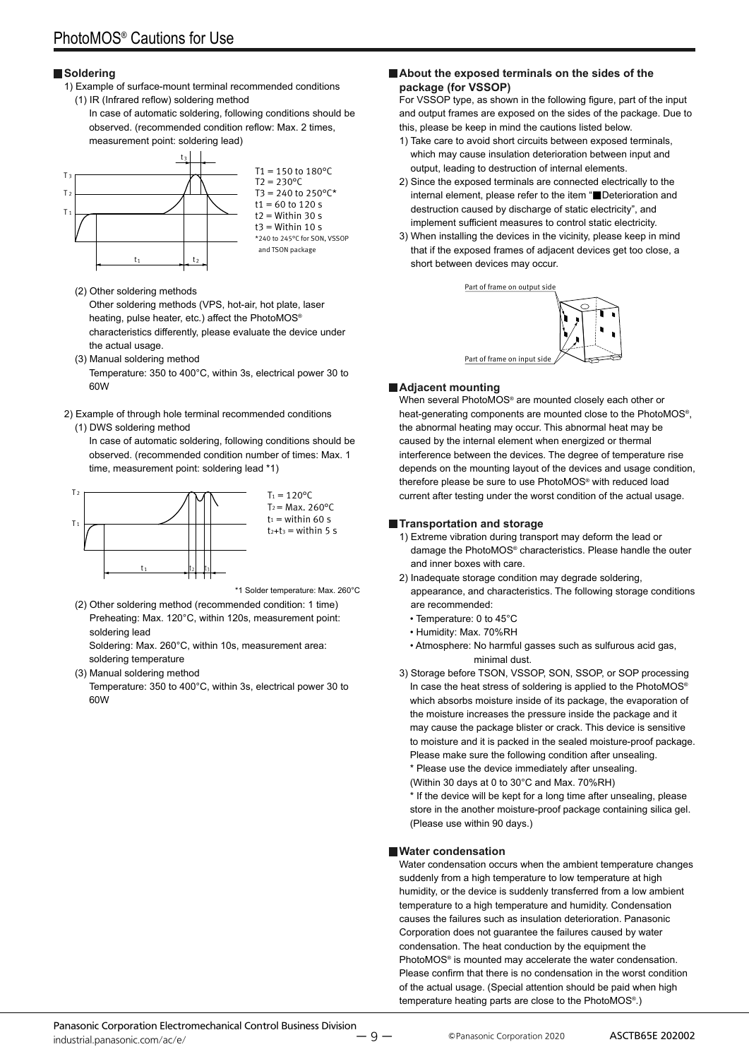## Soldering

1) Example of surface-mount terminal recommended conditions

(1) IR (Infrared reflow) soldering method

In case of automatic soldering, following conditions should be observed. (recommended condition reflow: Max. 2 times, measurement point: soldering lead)

$T1$ = 150 to 180°C
$T2$ = 230°C
$T3$ = 240 to 250°C*
$t1$ = 60 to 120 s
$t2$ = Within 30 s
$t3$ = Within 10 s
*240 to 245°C for SON, VSSOP and TSON package

(2) Other soldering methods

Other soldering methods (VPS, hot-air, hot plate, laser heating, pulse heater, etc.) affect the PhotoMOS® characteristics differently, please evaluate the device under the actual usage.

(3) Manual soldering method

Temperature: 350 to 400°C, within 3s, electrical power 30 to 60W

2) Example of through hole terminal recommended conditions

(1) DWS soldering method

In case of automatic soldering, following conditions should be observed. (recommended condition number of times: Max. 1 time, measurement point: soldering lead *1)

$T_1$ = 120°C
$T_2$ = Max. 260°C
$t_1$ = within 60 s
$t_2+t_3$ = within 5 s

*1 Solder temperature: Max. 260°C

(2) Other soldering method (recommended condition: 1 time)

Preheating: Max. 120°C, within 120s, measurement point: soldering lead

Soldering: Max. 260°C, within 10s, measurement area: soldering temperature

(3) Manual soldering method

Temperature: 350 to 400°C, within 3s, electrical power 30 to 60W

## About the exposed terminals on the sides of the package (for VSSOP)

For VSSOP type, as shown in the following figure, part of the input and output frames are exposed on the sides of the package. Due to this, please be keep in mind the cautions listed below.

1) Take care to avoid short circuits between exposed terminals, which may cause insulation deterioration between input and output, leading to destruction of internal elements.
2) Since the exposed terminals are connected electrically to the internal element, please refer to the item "■Deterioration and destruction caused by discharge of static electricity", and implement sufficient measures to control static electricity.
3) When installing the devices in the vicinity, please keep in mind that if the exposed frames of adjacent devices get too close, a short between devices may occur.

Part of frame on output side
Part of frame on input side

## Adjacent mounting

When several PhotoMOS® are mounted closely each other or heat-generating components are mounted close to the PhotoMOS®, the abnormal heating may occur. This abnormal heat may be caused by the internal element when energized or thermal interference between the devices. The degree of temperature rise depends on the mounting layout of the devices and usage condition, therefore please be sure to use PhotoMOS® with reduced load current after testing under the worst condition of the actual usage.

## Transportation and storage

1) Extreme vibration during transport may deform the lead or damage the PhotoMOS® characteristics. Please handle the outer and inner boxes with care.
2) Inadequate storage condition may degrade soldering, appearance, and characteristics. The following storage conditions are recommended:
   - Temperature: 0 to 45°C
   - Humidity: Max. 70%RH
   - Atmosphere: No harmful gasses such as sulfurous acid gas, minimal dust.
3) Storage before TSON, VSSOP, SON, SSOP, or SOP processing

   In case the heat stress of soldering is applied to the PhotoMOS® which absorbs moisture inside of its package, the evaporation of the moisture increases the pressure inside the package and it may cause the package blister or crack. This device is sensitive to moisture and it is packed in the sealed moisture-proof package. Please make sure the following condition after unsealing.

   * Please use the device immediately after unsealing.
   (Within 30 days at 0 to 30°C and Max. 70%RH)

   * If the device will be kept for a long time after unsealing, please store in the another moisture-proof package containing silica gel. (Please use within 90 days.)

## Water condensation

Water condensation occurs when the ambient temperature changes suddenly from a high temperature to low temperature at high humidity, or the device is suddenly transferred from a low ambient temperature to a high temperature and humidity. Condensation causes the failures such as insulation deterioration. Panasonic Corporation does not guarantee the failures caused by water condensation. The heat conduction by the equipment the PhotoMOS® is mounted may accelerate the water condensation. Please confirm that there is no condensation in the worst condition of the actual usage. (Special attention should be paid when high temperature heating parts are close to the PhotoMOS®.)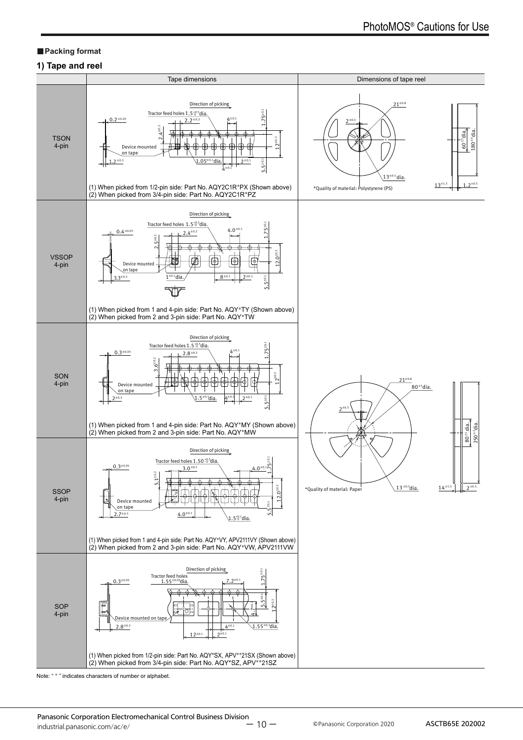## Packing format

### 1) Tape and reel

| | Tape dimensions | Dimensions of tape reel |
|---|---|---|
| TSON 4-pin | Direction of picking; Tractor feed holes $1.5^{+0.5}_{-0}$ dia.; $0.2^{\pm0.05}$; $2.2^{\pm0.2}$; $4^{\pm0.1}$; $1.75^{\pm0.1}$; $2.4^{\pm0.2}$; Device mounted on tape; $12^{\pm0.3}$; $1.2^{\pm0.3}$; $1.05^{\pm0.1}$ dia.; $2^{\pm0.1}$; $4^{\pm0.1}$; $5.5^{\pm0.1}$<br>(1) When picked from 1/2-pin side: Part No. AQY2C1R*PX (Shown above)<br>(2) When picked from 3/4-pin side: Part No. AQY2C1R*PZ | $21^{\pm0.8}$; $2^{\pm0.5}$; $13^{\pm0.5}$ dia.; $60^{+1}_{-0}$ dia.; $180^{+0}_{-3}$ dia.; $13^{\pm1.5}$; $1.2^{\pm0.5}$<br>*Quality of material: Polystyrene (PS) |
| VSSOP 4-pin | Direction of picking; Tractor feed holes $1.5^{+0.1}_{-0}$ dia.; $0.4^{\pm0.05}$; $2.4^{\pm0.2}$; $4.0^{\pm0.1}$; $1.75^{\pm0.1}$; $2.5^{\pm0.2}$; $12.0^{\pm0.3}$; Device mounted on tape; $3.3^{\pm0.3}$; $1^{\pm0.1}$ dia.; $8^{\pm0.1}$; $2^{\pm0.1}$; $5.5^{\pm0.1}$<br>(1) When picked from 1 and 4-pin side: Part No. AQY*TY (Shown above)<br>(2) When picked from 2 and 3-pin side: Part No. AQY*TW | |
| SON 4-pin | Direction of picking; Tractor feed holes $1.5^{+0.1}_{-0}$ dia.; $0.3^{\pm0.05}$; $2.8^{\pm0.2}$; $4^{\pm0.1}$; $1.75^{\pm0.1}$; $3.6^{\pm0.2}$; $12^{\pm0.3}$; Device mounted on tape; $2^{\pm0.3}$; $1.5^{\pm0.1}$ dia.; $4^{\pm0.1}$; $2^{\pm0.1}$; $5.5^{\pm0.1}$<br>(1) When picked from 1 and 4-pin side: Part No. AQY*MY (Shown above)<br>(2) When picked from 2 and 3-pin side: Part No. AQY*MW | $21^{\pm0.8}$; $80^{\pm1}$ dia.; $2^{\pm0.5}$; $80^{\pm1}$ dia.; $250^{\pm2}$ dia.; $13^{\pm0.5}$ dia.; $14^{\pm1.5}$; $2^{\pm0.5}$<br>*Quality of material: Paper |
| SSOP 4-pin | Direction of picking; Tractor feed holes $1.50^{+0.1}_{-0}$ dia.; $0.3^{\pm0.05}$; $3.0^{\pm0.1}$; $4.0^{\pm0.1}$; $1.75^{\pm0.1}$; $5.1^{\pm0.2}$; $12.0^{\pm0.3}$; Device mounted on tape; $2.7^{\pm0.3}$; $4.0^{\pm0.1}$; $1.5^{+0.1}_{-0}$ dia.; $5.5^{\pm0.1}$<br>(1) When picked from 1 and 4-pin side: Part No. AQY*VY, APV2111VY (Shown above)<br>(2) When picked from 2 and 3-pin side: Part No. AQY*VW, APV2111VW | |
| SOP 4-pin | Direction of picking; Tractor feed holes $1.55^{\pm0.05}$ dia.; $0.3^{\pm0.05}$; $7.2^{\pm0.1}$; $1.75^{\pm0.1}$; $5.5^{\pm0.1}$; $4.7^{\pm0.1}$; $12^{\pm0.3}$; Device mounted on tape; $2.8^{\pm0.3}$; $4^{\pm0.1}$; $1.55^{\pm0.1}$ dia.; $12^{\pm0.1}$; $2^{\pm0.1}$<br>(1) When picked from 1/2-pin side: Part No. AQY*SX, APV**21SX (Shown above)<br>(2) When picked from 3/4-pin side: Part No. AQY*SZ, APV**21SZ | |

Note: " * " indicates characters of number or alphabet.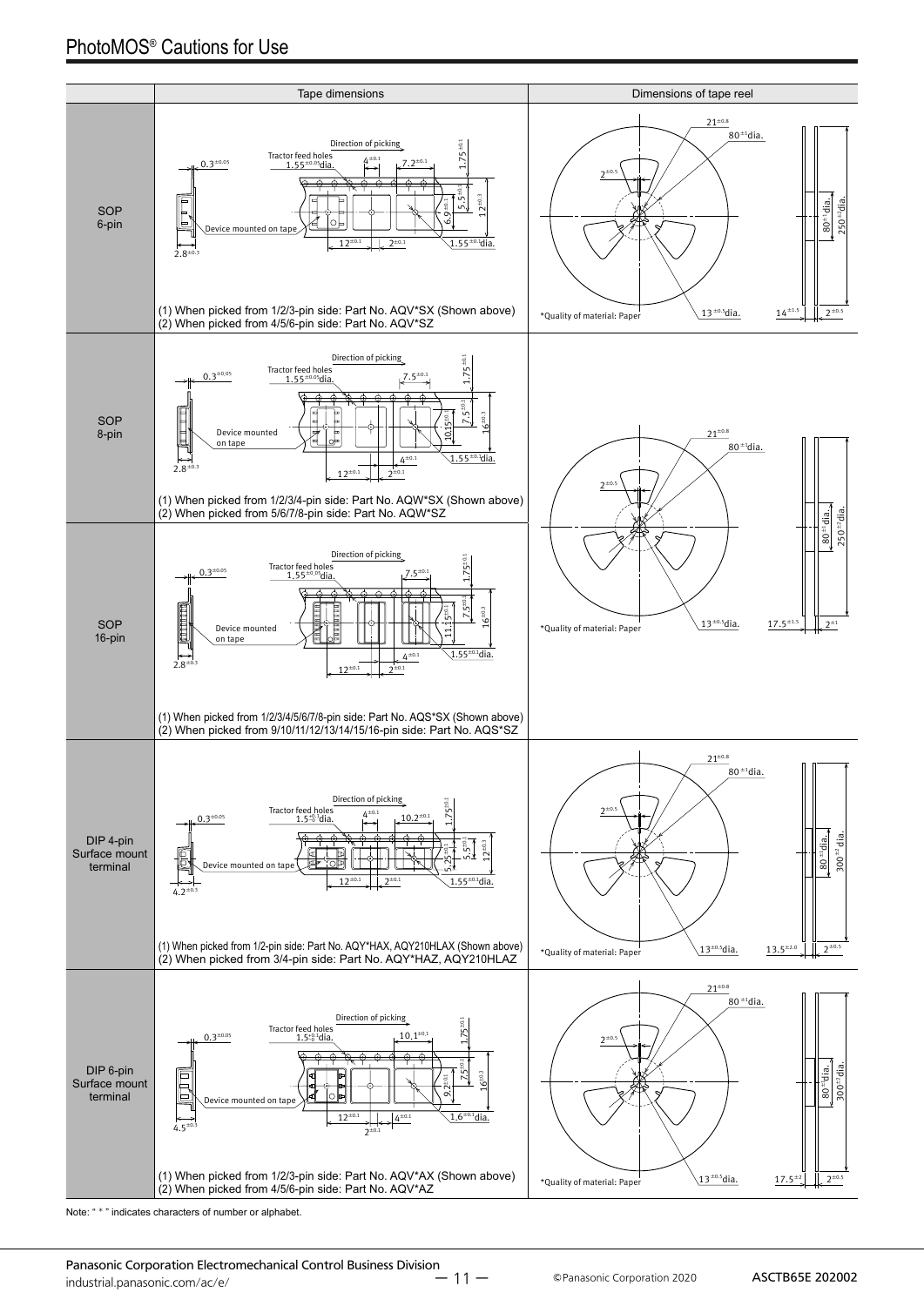# PhotoMOS® Cautions for Use

| | Tape dimensions | Dimensions of tape reel |
|---|---|---|
| SOP 6-pin | (1) When picked from 1/2/3-pin side: Part No. AQV*SX (Shown above)<br>(2) When picked from 4/5/6-pin side: Part No. AQV*SZ | *Quality of material: Paper |
| SOP 8-pin | (1) When picked from 1/2/3/4-pin side: Part No. AQW*SX (Shown above)<br>(2) When picked from 5/6/7/8-pin side: Part No. AQW*SZ | *Quality of material: Paper |
| SOP 16-pin | (1) When picked from 1/2/3/4/5/6/7/8-pin side: Part No. AQS*SX (Shown above)<br>(2) When picked from 9/10/11/12/13/14/15/16-pin side: Part No. AQS*SZ | |
| DIP 4-pin Surface mount terminal | (1) When picked from 1/2-pin side: Part No. AQY*HAX, AQY210HLAX (Shown above)<br>(2) When picked from 3/4-pin side: Part No. AQY*HAZ, AQY210HLAZ | *Quality of material: Paper |
| DIP 6-pin Surface mount terminal | (1) When picked from 1/2/3-pin side: Part No. AQV*AX (Shown above)<br>(2) When picked from 4/5/6-pin side: Part No. AQV*AZ | *Quality of material: Paper |

Note: " * " indicates characters of number or alphabet.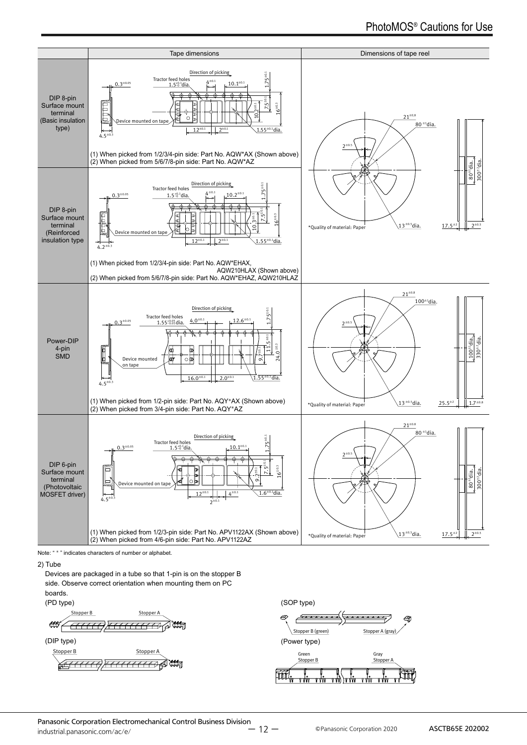| | Tape dimensions | Dimensions of tape reel |
|---|---|---|
| DIP 8-pin Surface mount terminal (Basic insulation type) | (1) When picked from 1/2/3/4-pin side: Part No. AQW*AX (Shown above)<br>(2) When picked from 5/6/7/8-pin side: Part No. AQW*AZ | *Quality of material: Paper |
| DIP 8-pin Surface mount terminal (Reinforced insulation type | (1) When picked from 1/2/3/4-pin side: Part No. AQW*EHAX, AQW210HLAX (Shown above)<br>(2) When picked from 5/6/7/8-pin side: Part No. AQW*EHAZ, AQW210HLAZ | |
| Power-DIP 4-pin SMD | (1) When picked from 1/2-pin side: Part No. AQY*AX (Shown above)<br>(2) When picked from 3/4-pin side: Part No. AQY*AZ | *Quality of material: Paper |
| DIP 6-pin Surface mount terminal (Photovoltaic MOSFET driver) | (1) When picked from 1/2/3-pin side: Part No. APV1122AX (Shown above)<br>(2) When picked from 4/6-pin side: Part No. APV1122AZ | *Quality of material: Paper |

Note: " * " indicates characters of number or alphabet.

2) Tube

Devices are packaged in a tube so that 1-pin is on the stopper B side. Observe correct orientation when mounting them on PC boards.

(PD type)

Stopper B  Stopper A

(DIP type)

Stopper B  Stopper A

(SOP type)

Stopper B (green)  Stopper A (gray)

(Power type)

Green Stopper B  Gray Stopper A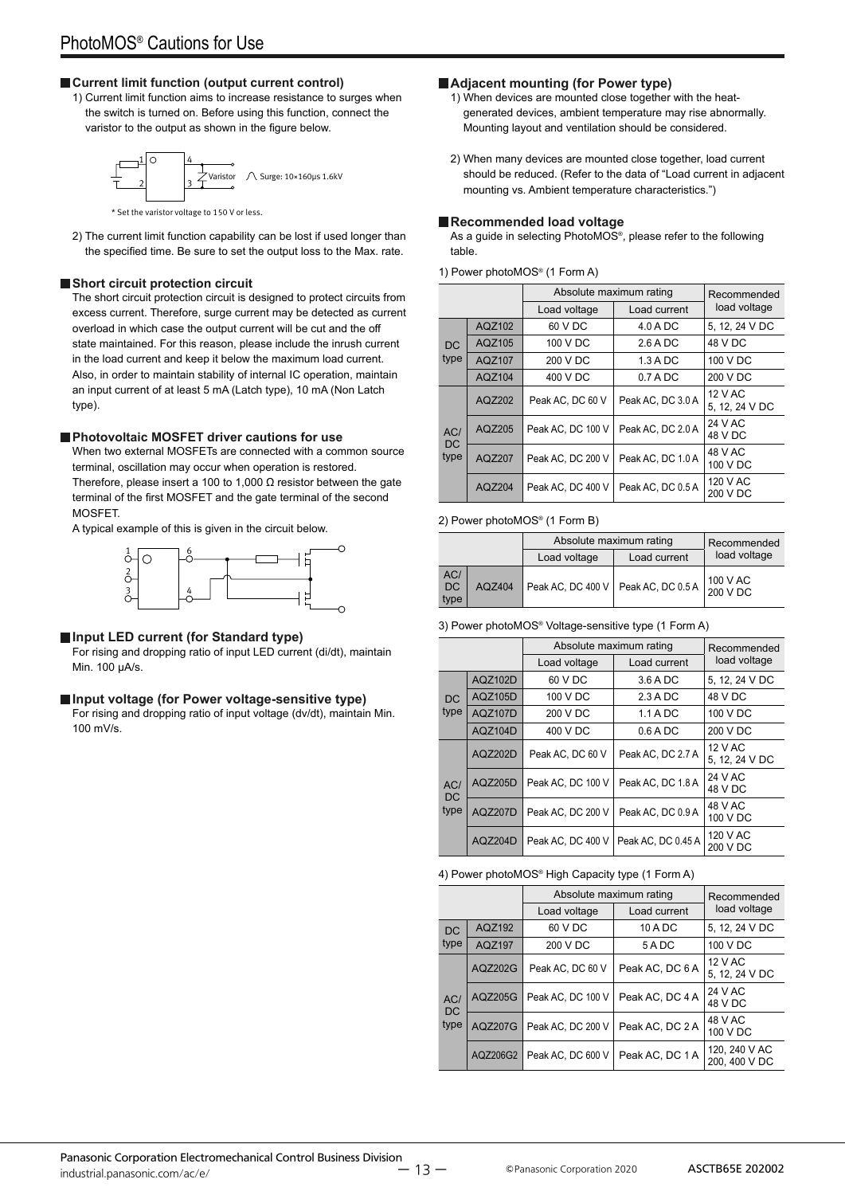# PhotoMOS® Cautions for Use

## Current limit function (output current control)

1) Current limit function aims to increase resistance to surges when the switch is turned on. Before using this function, connect the varistor to the output as shown in the figure below.

Varistor   Surge: 10×160μs 1.6kV

* Set the varistor voltage to 150 V or less.

2) The current limit function capability can be lost if used longer than the specified time. Be sure to set the output loss to the Max. rate.

## Short circuit protection circuit

The short circuit protection circuit is designed to protect circuits from excess current. Therefore, surge current may be detected as current overload in which case the output current will be cut and the off state maintained. For this reason, please include the inrush current in the load current and keep it below the maximum load current. Also, in order to maintain stability of internal IC operation, maintain an input current of at least 5 mA (Latch type), 10 mA (Non Latch type).

## Photovoltaic MOSFET driver cautions for use

When two external MOSFETs are connected with a common source terminal, oscillation may occur when operation is restored. Therefore, please insert a 100 to 1,000 Ω resistor between the gate terminal of the first MOSFET and the gate terminal of the second MOSFET.

A typical example of this is given in the circuit below.

## Input LED current (for Standard type)

For rising and dropping ratio of input LED current (di/dt), maintain Min. 100 μA/s.

## Input voltage (for Power voltage-sensitive type)

For rising and dropping ratio of input voltage (dv/dt), maintain Min. 100 mV/s.

## Adjacent mounting (for Power type)

1) When devices are mounted close together with the heat-generated devices, ambient temperature may rise abnormally. Mounting layout and ventilation should be considered.

2) When many devices are mounted close together, load current should be reduced. (Refer to the data of "Load current in adjacent mounting vs. Ambient temperature characteristics.")

## Recommended load voltage

As a guide in selecting PhotoMOS®, please refer to the following table.

1) Power photoMOS® (1 Form A)

| | | Absolute maximum rating | | Recommended load voltage |
|---|---|---|---|---|
| | | Load voltage | Load current | |
| DC type | AQZ102 | 60 V DC | 4.0 A DC | 5, 12, 24 V DC |
| | AQZ105 | 100 V DC | 2.6 A DC | 48 V DC |
| | AQZ107 | 200 V DC | 1.3 A DC | 100 V DC |
| | AQZ104 | 400 V DC | 0.7 A DC | 200 V DC |
| AC/DC type | AQZ202 | Peak AC, DC 60 V | Peak AC, DC 3.0 A | 12 V AC<br>5, 12, 24 V DC |
| | AQZ205 | Peak AC, DC 100 V | Peak AC, DC 2.0 A | 24 V AC<br>48 V DC |
| | AQZ207 | Peak AC, DC 200 V | Peak AC, DC 1.0 A | 48 V AC<br>100 V DC |
| | AQZ204 | Peak AC, DC 400 V | Peak AC, DC 0.5 A | 120 V AC<br>200 V DC |

2) Power photoMOS® (1 Form B)

| | | Absolute maximum rating | | Recommended load voltage |
|---|---|---|---|---|
| | | Load voltage | Load current | |
| AC/DC type | AQZ404 | Peak AC, DC 400 V | Peak AC, DC 0.5 A | 100 V AC<br>200 V DC |

3) Power photoMOS® Voltage-sensitive type (1 Form A)

| | | Absolute maximum rating | | Recommended load voltage |
|---|---|---|---|---|
| | | Load voltage | Load current | |
| DC type | AQZ102D | 60 V DC | 3.6 A DC | 5, 12, 24 V DC |
| | AQZ105D | 100 V DC | 2.3 A DC | 48 V DC |
| | AQZ107D | 200 V DC | 1.1 A DC | 100 V DC |
| | AQZ104D | 400 V DC | 0.6 A DC | 200 V DC |
| AC/DC type | AQZ202D | Peak AC, DC 60 V | Peak AC, DC 2.7 A | 12 V AC<br>5, 12, 24 V DC |
| | AQZ205D | Peak AC, DC 100 V | Peak AC, DC 1.8 A | 24 V AC<br>48 V DC |
| | AQZ207D | Peak AC, DC 200 V | Peak AC, DC 0.9 A | 48 V AC<br>100 V DC |
| | AQZ204D | Peak AC, DC 400 V | Peak AC, DC 0.45 A | 120 V AC<br>200 V DC |

4) Power photoMOS® High Capacity type (1 Form A)

| | | Absolute maximum rating | | Recommended load voltage |
|---|---|---|---|---|
| | | Load voltage | Load current | |
| DC type | AQZ192 | 60 V DC | 10 A DC | 5, 12, 24 V DC |
| | AQZ197 | 200 V DC | 5 A DC | 100 V DC |
| AC/DC type | AQZ202G | Peak AC, DC 60 V | Peak AC, DC 6 A | 12 V AC<br>5, 12, 24 V DC |
| | AQZ205G | Peak AC, DC 100 V | Peak AC, DC 4 A | 24 V AC<br>48 V DC |
| | AQZ207G | Peak AC, DC 200 V | Peak AC, DC 2 A | 48 V AC<br>100 V DC |
| | AQZ206G2 | Peak AC, DC 600 V | Peak AC, DC 1 A | 120, 240 V AC<br>200, 400 V DC |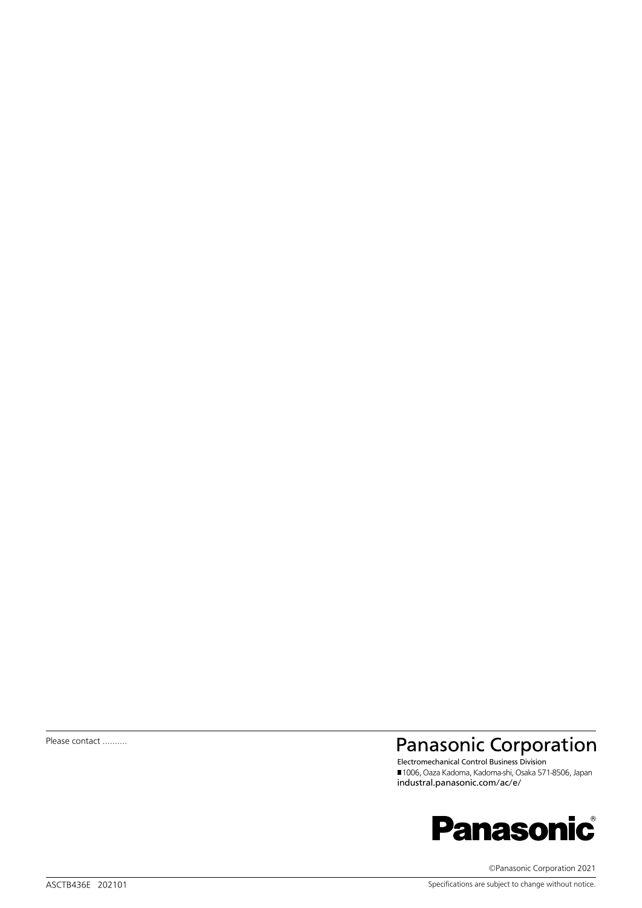Please contact ..........

**Panasonic Corporation**

Electromechanical Control Business Division

■1006, Oaza Kadoma, Kadoma-shi, Osaka 571-8506, Japan

industral.panasonic.com/ac/e/

**Panasonic**®

©Panasonic Corporation 2021

ASCTB436E 202101

Specifications are subject to change without notice.